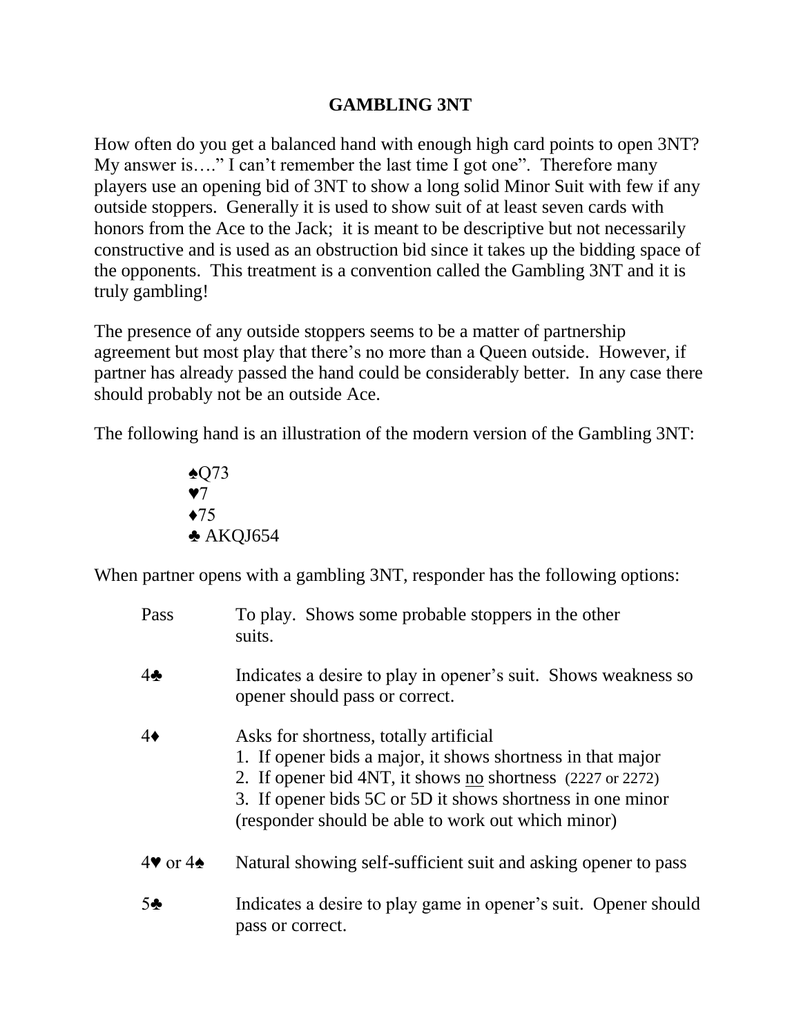# GAMBLING 3NT

How often do you get a balanced hand with enough high card points to open 3NT? My answer is…." I can't remember the last time I got one". Therefore many players use an opening bid of 3NT to show a long solid Minor Suit with few if any outside stoppers. Generally it is used to show suit of at least seven cards with honors from the Ace to the Jack; it is meant to be descriptive but not necessarily constructive and is used as an obstruction bid since it takes up the bidding space of the opponents. This treatment is a convention called the Gambling 3NT and it is truly gambling!

The presence of any outside stoppers seems to be a matter of partnership agreement but most play that there's no more than a Queen outside. However, if partner has already passed the hand could be considerably better. In any case there should probably not be an outside Ace.

The following hand is an illustration of the modern version of the Gambling 3NT:

♠Q73
♥7
♦75
♣ AKQJ654

When partner opens with a gambling 3NT, responder has the following options:

| | |
|---|---|
| Pass | To play. Shows some probable stoppers in the other suits. |
| 4♣ | Indicates a desire to play in opener's suit. Shows weakness so opener should pass or correct. |
| 4♦ | Asks for shortness, totally artificial<br>1. If opener bids a major, it shows shortness in that major<br>2. If opener bid 4NT, it shows <u>no</u> shortness (2227 or 2272)<br>3. If opener bids 5C or 5D it shows shortness in one minor (responder should be able to work out which minor) |
| 4♥ or 4♠ | Natural showing self-sufficient suit and asking opener to pass |
| 5♣ | Indicates a desire to play game in opener's suit. Opener should pass or correct. |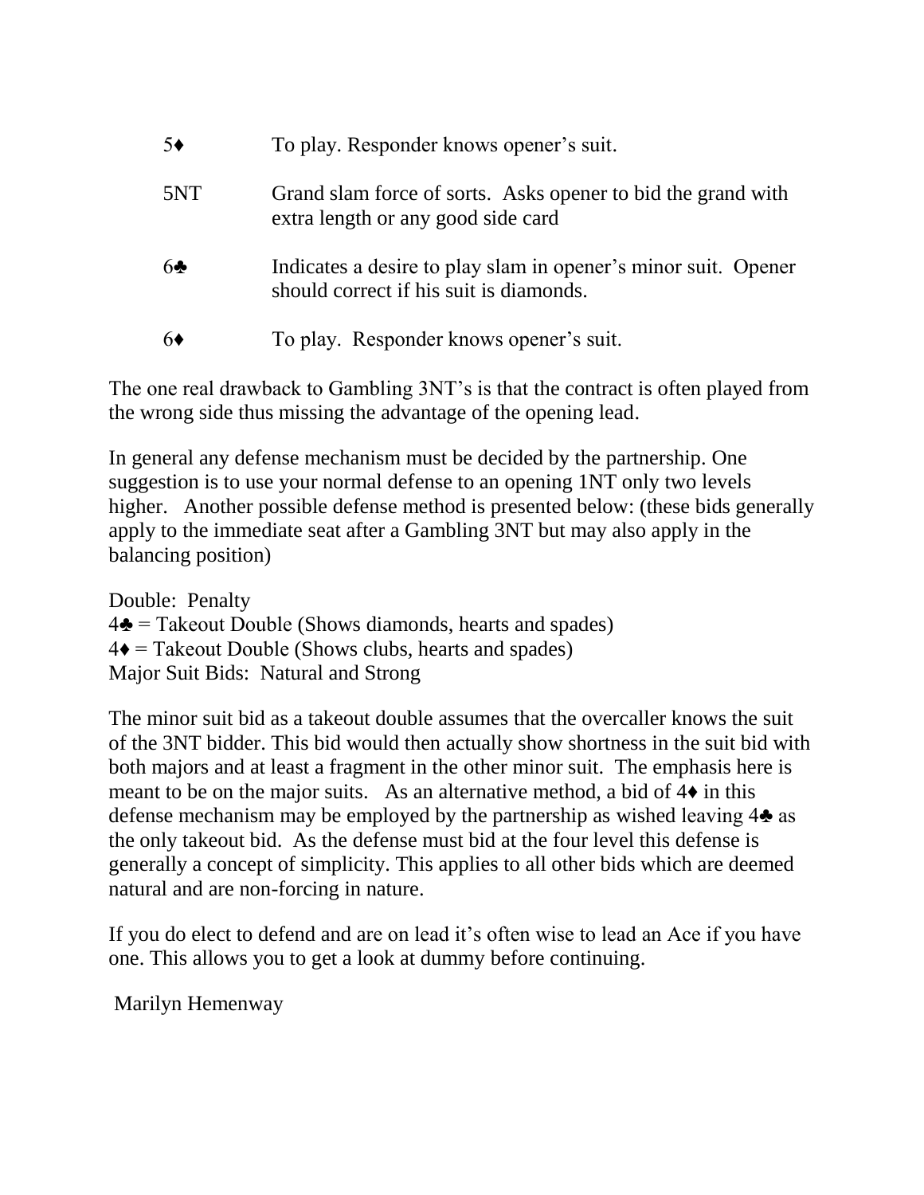| | |
|---|---|
| 5♦ | To play. Responder knows opener's suit. |
| 5NT | Grand slam force of sorts. Asks opener to bid the grand with extra length or any good side card |
| 6♣ | Indicates a desire to play slam in opener's minor suit. Opener should correct if his suit is diamonds. |
| 6♦ | To play. Responder knows opener's suit. |

The one real drawback to Gambling 3NT's is that the contract is often played from the wrong side thus missing the advantage of the opening lead.

In general any defense mechanism must be decided by the partnership. One suggestion is to use your normal defense to an opening 1NT only two levels higher. Another possible defense method is presented below: (these bids generally apply to the immediate seat after a Gambling 3NT but may also apply in the balancing position)

Double: Penalty
4♣ = Takeout Double (Shows diamonds, hearts and spades)
4♦ = Takeout Double (Shows clubs, hearts and spades)
Major Suit Bids: Natural and Strong

The minor suit bid as a takeout double assumes that the overcaller knows the suit of the 3NT bidder. This bid would then actually show shortness in the suit bid with both majors and at least a fragment in the other minor suit. The emphasis here is meant to be on the major suits. As an alternative method, a bid of 4♦ in this defense mechanism may be employed by the partnership as wished leaving 4♣ as the only takeout bid. As the defense must bid at the four level this defense is generally a concept of simplicity. This applies to all other bids which are deemed natural and are non-forcing in nature.

If you do elect to defend and are on lead it's often wise to lead an Ace if you have one. This allows you to get a look at dummy before continuing.

Marilyn Hemenway